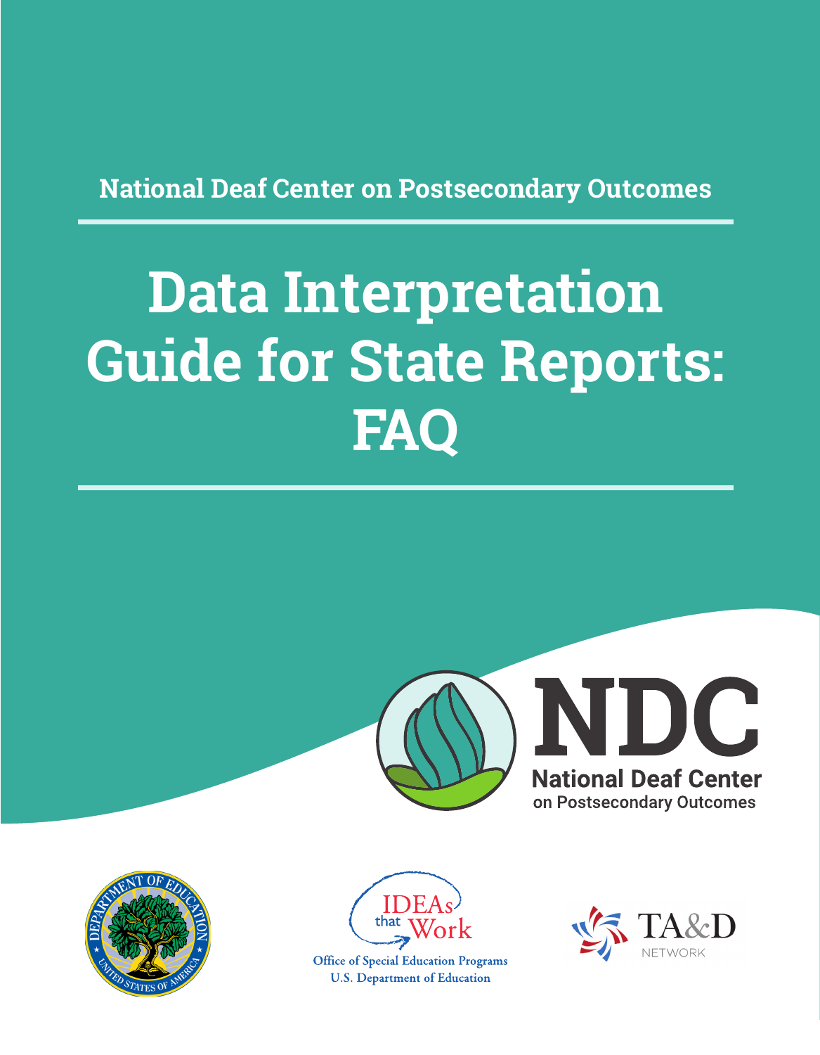National Deaf Center on Postsecondary Outcomes

# Data Interpretation Guide for State Reports: FAQ

NDC

National Deaf Center on Postsecondary Outcomes

IDEAs that Work

Office of Special Education Programs
U.S. Department of Education

TA&D NETWORK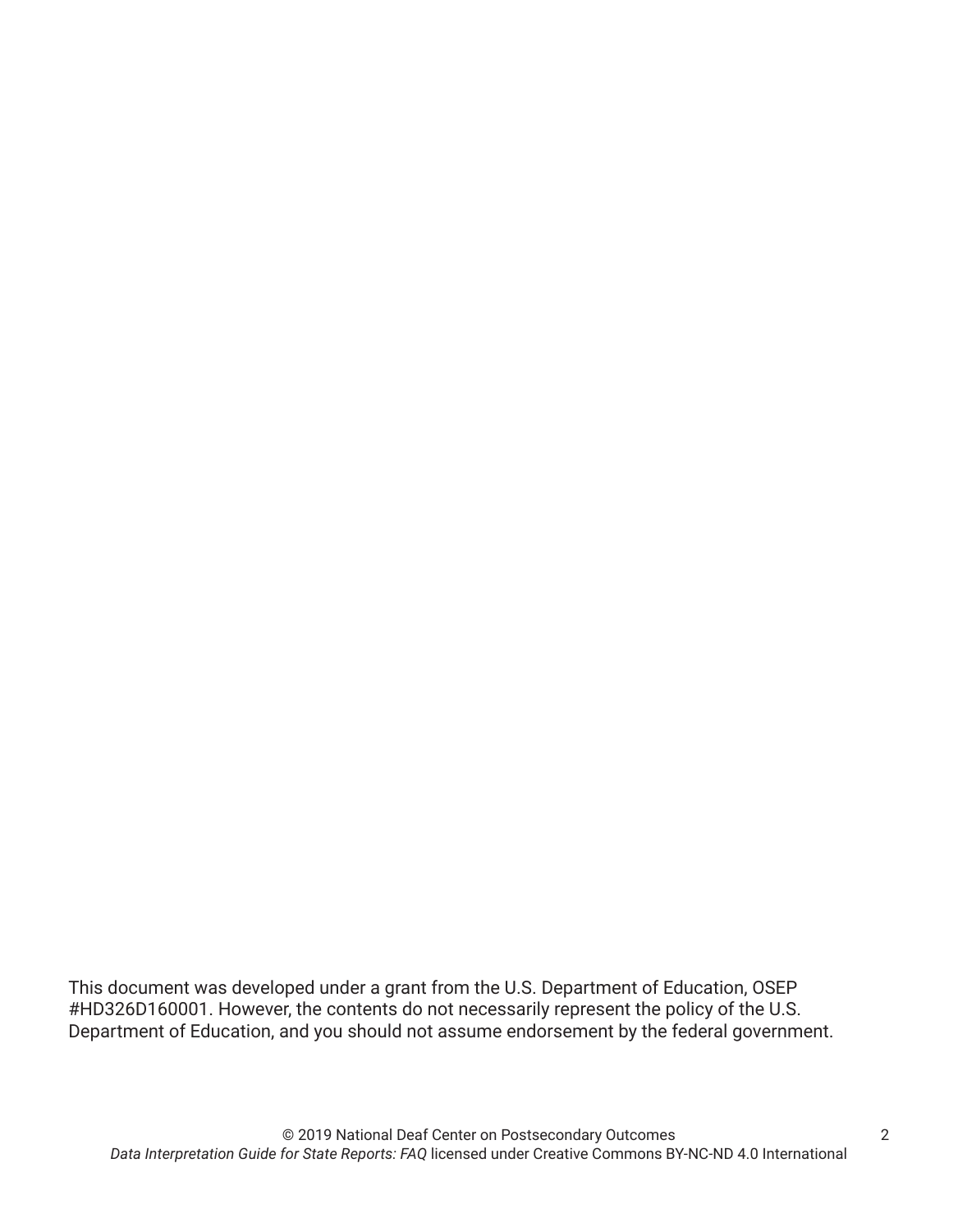This document was developed under a grant from the U.S. Department of Education, OSEP #HD326D160001. However, the contents do not necessarily represent the policy of the U.S. Department of Education, and you should not assume endorsement by the federal government.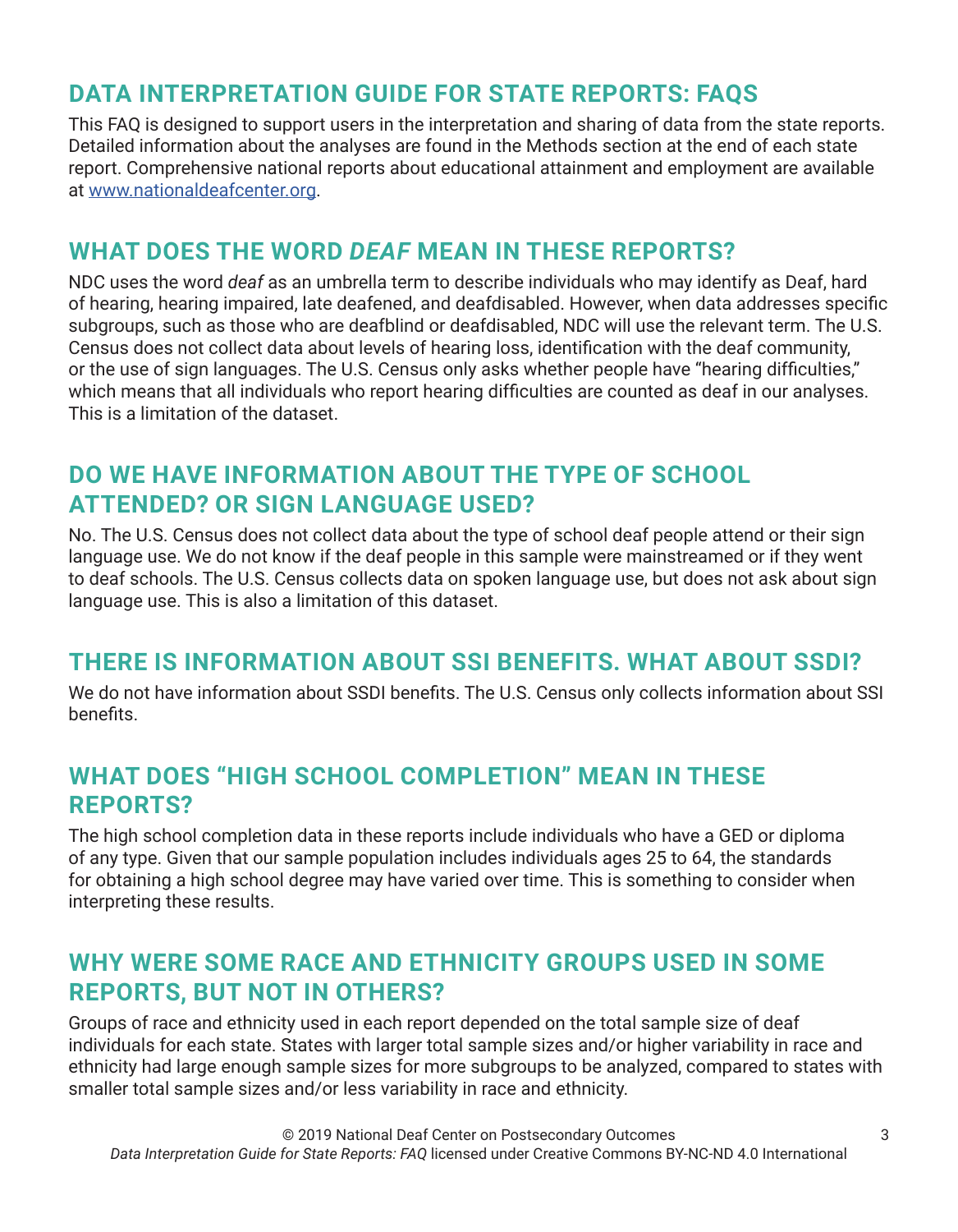## DATA INTERPRETATION GUIDE FOR STATE REPORTS: FAQS

This FAQ is designed to support users in the interpretation and sharing of data from the state reports. Detailed information about the analyses are found in the Methods section at the end of each state report. Comprehensive national reports about educational attainment and employment are available at [www.nationaldeafcenter.org](http://www.nationaldeafcenter.org).

## WHAT DOES THE WORD *DEAF* MEAN IN THESE REPORTS?

NDC uses the word *deaf* as an umbrella term to describe individuals who may identify as Deaf, hard of hearing, hearing impaired, late deafened, and deafdisabled. However, when data addresses specific subgroups, such as those who are deafblind or deafdisabled, NDC will use the relevant term. The U.S. Census does not collect data about levels of hearing loss, identification with the deaf community, or the use of sign languages. The U.S. Census only asks whether people have "hearing difficulties," which means that all individuals who report hearing difficulties are counted as deaf in our analyses. This is a limitation of the dataset.

## DO WE HAVE INFORMATION ABOUT THE TYPE OF SCHOOL ATTENDED? OR SIGN LANGUAGE USED?

No. The U.S. Census does not collect data about the type of school deaf people attend or their sign language use. We do not know if the deaf people in this sample were mainstreamed or if they went to deaf schools. The U.S. Census collects data on spoken language use, but does not ask about sign language use. This is also a limitation of this dataset.

## THERE IS INFORMATION ABOUT SSI BENEFITS. WHAT ABOUT SSDI?

We do not have information about SSDI benefits. The U.S. Census only collects information about SSI benefits.

## WHAT DOES "HIGH SCHOOL COMPLETION" MEAN IN THESE REPORTS?

The high school completion data in these reports include individuals who have a GED or diploma of any type. Given that our sample population includes individuals ages 25 to 64, the standards for obtaining a high school degree may have varied over time. This is something to consider when interpreting these results.

## WHY WERE SOME RACE AND ETHNICITY GROUPS USED IN SOME REPORTS, BUT NOT IN OTHERS?

Groups of race and ethnicity used in each report depended on the total sample size of deaf individuals for each state. States with larger total sample sizes and/or higher variability in race and ethnicity had large enough sample sizes for more subgroups to be analyzed, compared to states with smaller total sample sizes and/or less variability in race and ethnicity.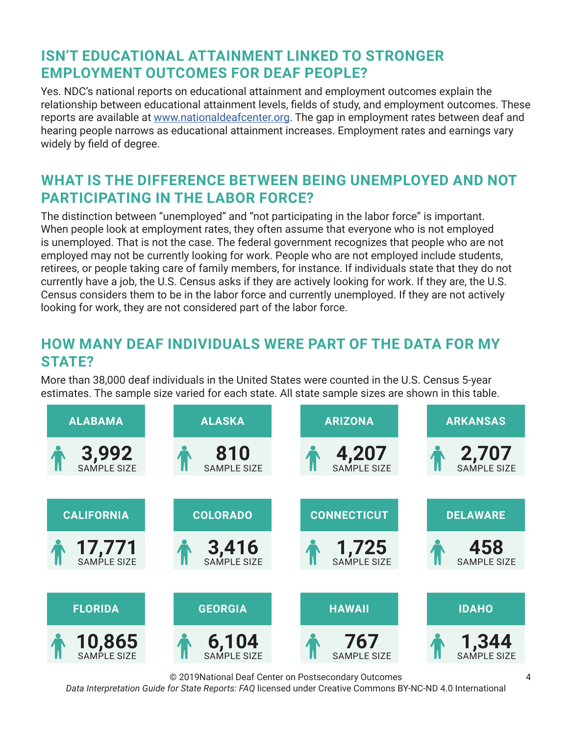## ISN'T EDUCATIONAL ATTAINMENT LINKED TO STRONGER EMPLOYMENT OUTCOMES FOR DEAF PEOPLE?

Yes. NDC's national reports on educational attainment and employment outcomes explain the relationship between educational attainment levels, fields of study, and employment outcomes. These reports are available at www.nationaldeafcenter.org. The gap in employment rates between deaf and hearing people narrows as educational attainment increases. Employment rates and earnings vary widely by field of degree.

## WHAT IS THE DIFFERENCE BETWEEN BEING UNEMPLOYED AND NOT PARTICIPATING IN THE LABOR FORCE?

The distinction between "unemployed" and "not participating in the labor force" is important. When people look at employment rates, they often assume that everyone who is not employed is unemployed. That is not the case. The federal government recognizes that people who are not employed may not be currently looking for work. People who are not employed include students, retirees, or people taking care of family members, for instance. If individuals state that they do not currently have a job, the U.S. Census asks if they are actively looking for work. If they are, the U.S. Census considers them to be in the labor force and currently unemployed. If they are not actively looking for work, they are not considered part of the labor force.

## HOW MANY DEAF INDIVIDUALS WERE PART OF THE DATA FOR MY STATE?

More than 38,000 deaf individuals in the United States were counted in the U.S. Census 5-year estimates. The sample size varied for each state. All state sample sizes are shown in this table.

| State | Sample Size |
|---|---|
| ALABAMA | 3,992 |
| ALASKA | 810 |
| ARIZONA | 4,207 |
| ARKANSAS | 2,707 |
| CALIFORNIA | 17,771 |
| COLORADO | 3,416 |
| CONNECTICUT | 1,725 |
| DELAWARE | 458 |
| FLORIDA | 10,865 |
| GEORGIA | 6,104 |
| HAWAII | 767 |
| IDAHO | 1,344 |

© 2019National Deaf Center on Postsecondary Outcomes
*Data Interpretation Guide for State Reports: FAQ* licensed under Creative Commons BY-NC-ND 4.0 International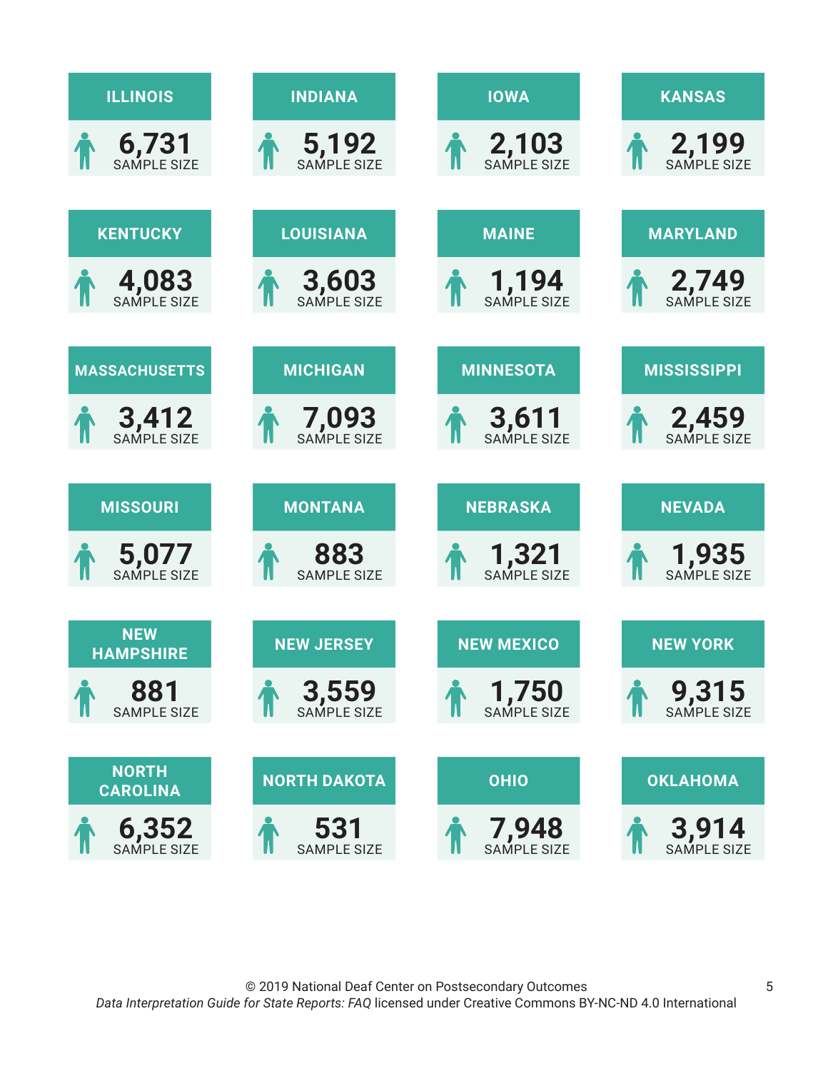**ILLINOIS**
6,731
SAMPLE SIZE

**INDIANA**
5,192
SAMPLE SIZE

**IOWA**
2,103
SAMPLE SIZE

**KANSAS**
2,199
SAMPLE SIZE

**KENTUCKY**
4,083
SAMPLE SIZE

**LOUISIANA**
3,603
SAMPLE SIZE

**MAINE**
1,194
SAMPLE SIZE

**MARYLAND**
2,749
SAMPLE SIZE

**MASSACHUSETTS**
3,412
SAMPLE SIZE

**MICHIGAN**
7,093
SAMPLE SIZE

**MINNESOTA**
3,611
SAMPLE SIZE

**MISSISSIPPI**
2,459
SAMPLE SIZE

**MISSOURI**
5,077
SAMPLE SIZE

**MONTANA**
883
SAMPLE SIZE

**NEBRASKA**
1,321
SAMPLE SIZE

**NEVADA**
1,935
SAMPLE SIZE

**NEW HAMPSHIRE**
881
SAMPLE SIZE

**NEW JERSEY**
3,559
SAMPLE SIZE

**NEW MEXICO**
1,750
SAMPLE SIZE

**NEW YORK**
9,315
SAMPLE SIZE

**NORTH CAROLINA**
6,352
SAMPLE SIZE

**NORTH DAKOTA**
531
SAMPLE SIZE

**OHIO**
7,948
SAMPLE SIZE

**OKLAHOMA**
3,914
SAMPLE SIZE

© 2019 National Deaf Center on Postsecondary Outcomes
*Data Interpretation Guide for State Reports: FAQ* licensed under Creative Commons BY-NC-ND 4.0 International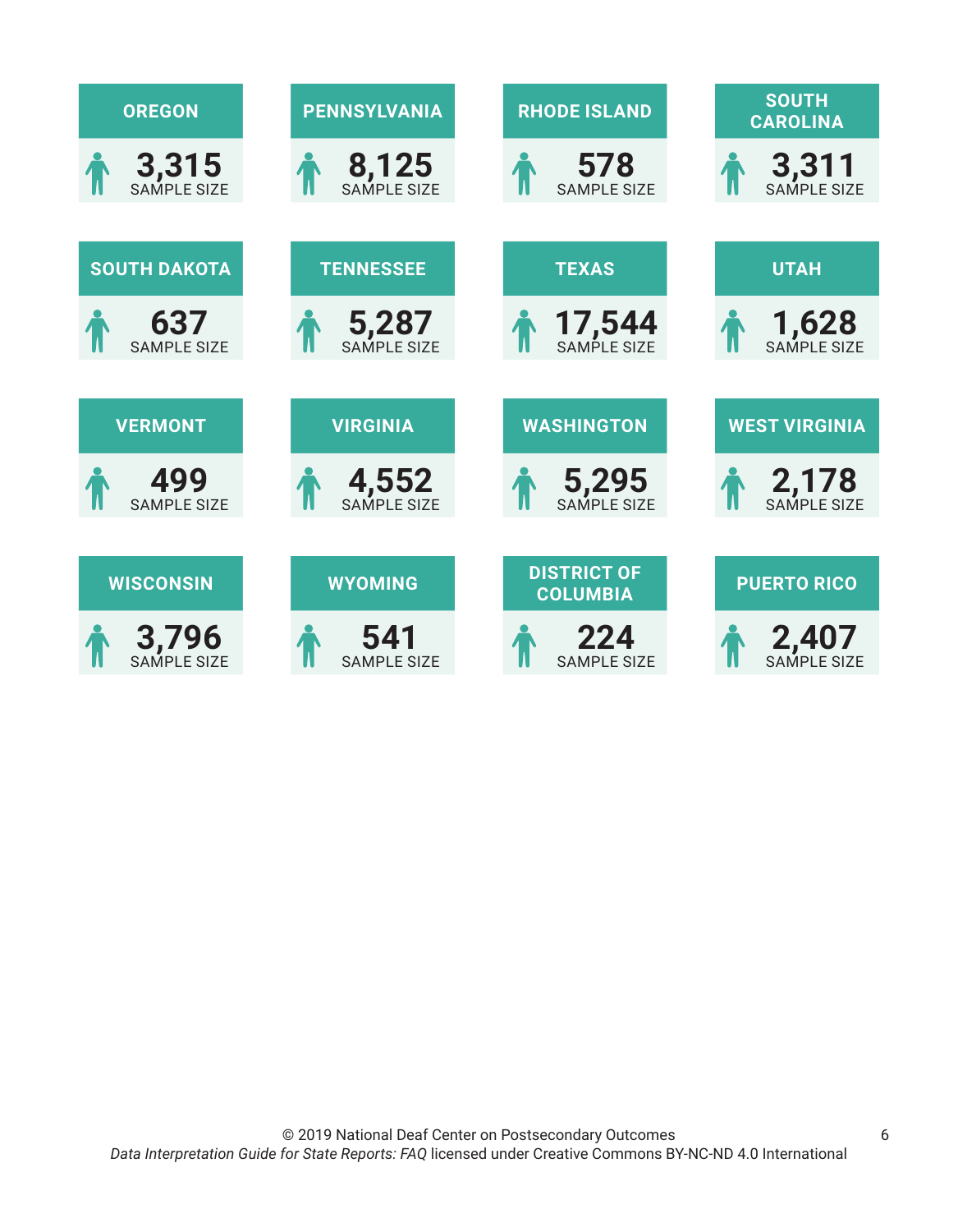| State | Sample Size |
| --- | --- |
| OREGON | 3,315 |
| PENNSYLVANIA | 8,125 |
| RHODE ISLAND | 578 |
| SOUTH CAROLINA | 3,311 |
| SOUTH DAKOTA | 637 |
| TENNESSEE | 5,287 |
| TEXAS | 17,544 |
| UTAH | 1,628 |
| VERMONT | 499 |
| VIRGINIA | 4,552 |
| WASHINGTON | 5,295 |
| WEST VIRGINIA | 2,178 |
| WISCONSIN | 3,796 |
| WYOMING | 541 |
| DISTRICT OF COLUMBIA | 224 |
| PUERTO RICO | 2,407 |

© 2019 National Deaf Center on Postsecondary Outcomes
*Data Interpretation Guide for State Reports: FAQ* licensed under Creative Commons BY-NC-ND 4.0 International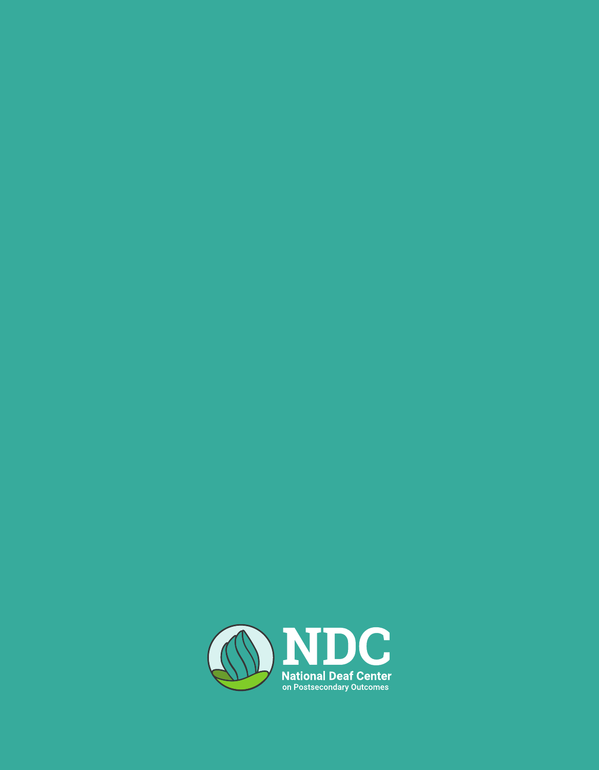NDC

National Deaf Center

on Postsecondary Outcomes